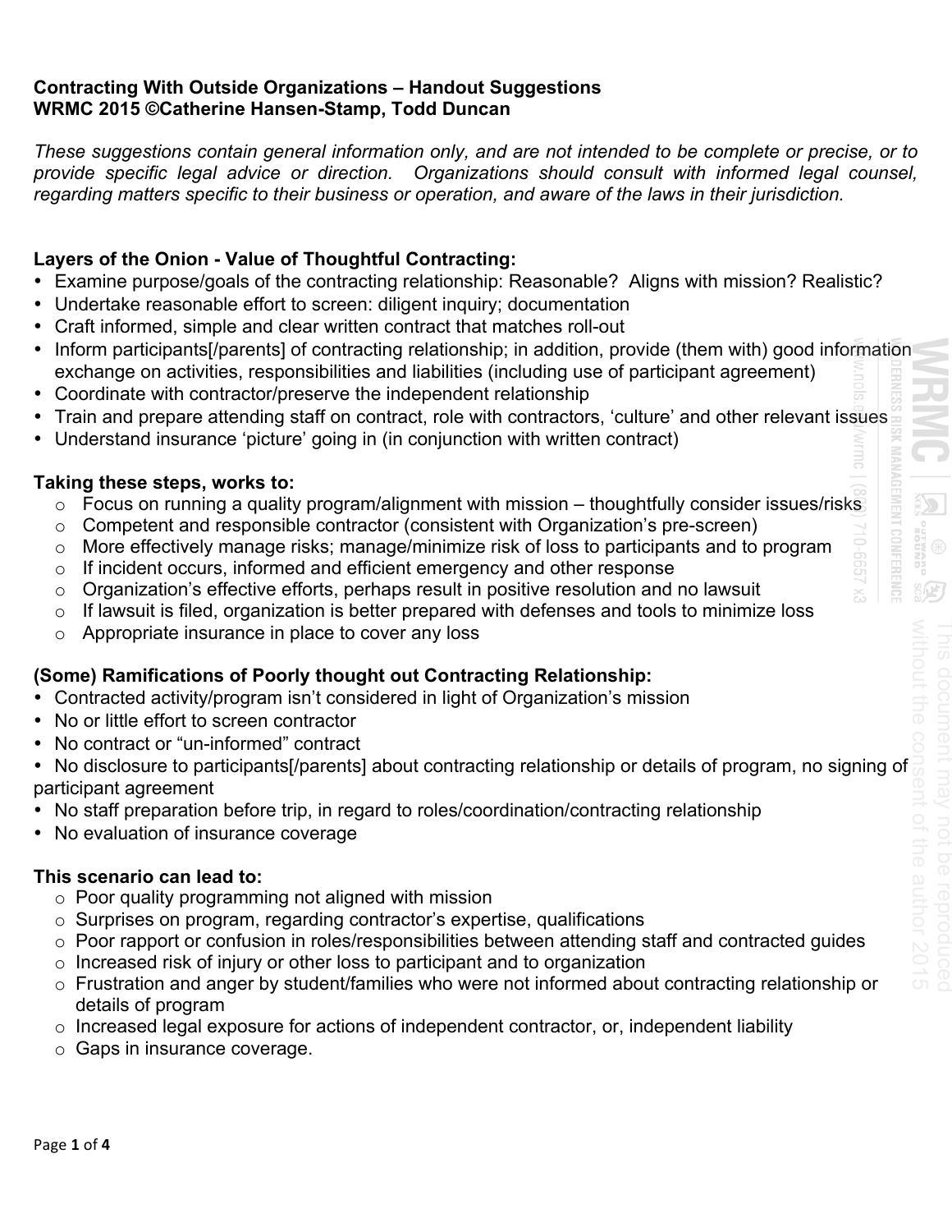**Contracting With Outside Organizations – Handout Suggestions**
**WRMC 2015 ©Catherine Hansen-Stamp, Todd Duncan**

*These suggestions contain general information only, and are not intended to be complete or precise, or to provide specific legal advice or direction. Organizations should consult with informed legal counsel, regarding matters specific to their business or operation, and aware of the laws in their jurisdiction.*

**Layers of the Onion - Value of Thoughtful Contracting:**

- Examine purpose/goals of the contracting relationship: Reasonable? Aligns with mission? Realistic?
- Undertake reasonable effort to screen: diligent inquiry; documentation
- Craft informed, simple and clear written contract that matches roll-out
- Inform participants[/parents] of contracting relationship; in addition, provide (them with) good information exchange on activities, responsibilities and liabilities (including use of participant agreement)
- Coordinate with contractor/preserve the independent relationship
- Train and prepare attending staff on contract, role with contractors, 'culture' and other relevant issues
- Understand insurance 'picture' going in (in conjunction with written contract)

**Taking these steps, works to:**

- Focus on running a quality program/alignment with mission – thoughtfully consider issues/risks
- Competent and responsible contractor (consistent with Organization's pre-screen)
- More effectively manage risks; manage/minimize risk of loss to participants and to program
- If incident occurs, informed and efficient emergency and other response
- Organization's effective efforts, perhaps result in positive resolution and no lawsuit
- If lawsuit is filed, organization is better prepared with defenses and tools to minimize loss
- Appropriate insurance in place to cover any loss

**(Some) Ramifications of Poorly thought out Contracting Relationship:**

- Contracted activity/program isn't considered in light of Organization's mission
- No or little effort to screen contractor
- No contract or "un-informed" contract
- No disclosure to participants[/parents] about contracting relationship or details of program, no signing of participant agreement
- No staff preparation before trip, in regard to roles/coordination/contracting relationship
- No evaluation of insurance coverage

**This scenario can lead to:**

- Poor quality programming not aligned with mission
- Surprises on program, regarding contractor's expertise, qualifications
- Poor rapport or confusion in roles/responsibilities between attending staff and contracted guides
- Increased risk of injury or other loss to participant and to organization
- Frustration and anger by student/families who were not informed about contracting relationship or details of program
- Increased legal exposure for actions of independent contractor, or, independent liability
- Gaps in insurance coverage.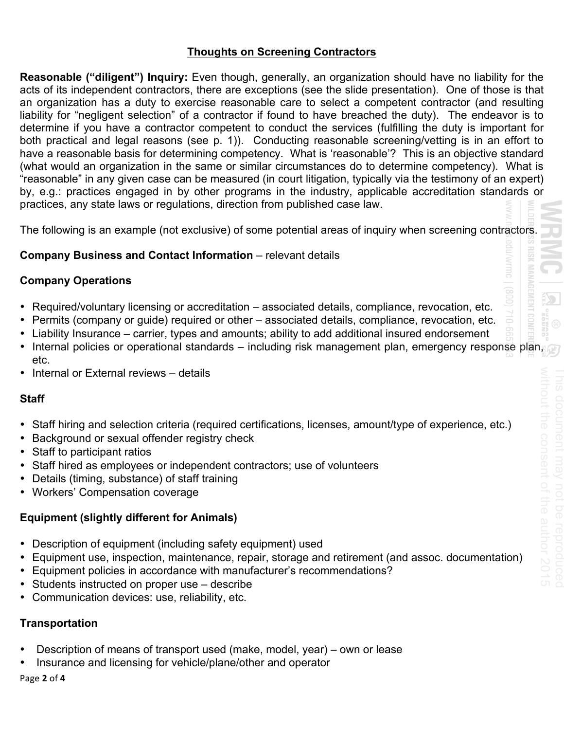## Thoughts on Screening Contractors

**Reasonable ("diligent") Inquiry:** Even though, generally, an organization should have no liability for the acts of its independent contractors, there are exceptions (see the slide presentation). One of those is that an organization has a duty to exercise reasonable care to select a competent contractor (and resulting liability for "negligent selection" of a contractor if found to have breached the duty). The endeavor is to determine if you have a contractor competent to conduct the services (fulfilling the duty is important for both practical and legal reasons (see p. 1)). Conducting reasonable screening/vetting is in an effort to have a reasonable basis for determining competency. What is 'reasonable'? This is an objective standard (what would an organization in the same or similar circumstances do to determine competency). What is "reasonable" in any given case can be measured (in court litigation, typically via the testimony of an expert) by, e.g.: practices engaged in by other programs in the industry, applicable accreditation standards or practices, any state laws or regulations, direction from published case law.

The following is an example (not exclusive) of some potential areas of inquiry when screening contractors.

**Company Business and Contact Information** – relevant details

**Company Operations**

- Required/voluntary licensing or accreditation – associated details, compliance, revocation, etc.
- Permits (company or guide) required or other – associated details, compliance, revocation, etc.
- Liability Insurance – carrier, types and amounts; ability to add additional insured endorsement
- Internal policies or operational standards – including risk management plan, emergency response plan, etc.
- Internal or External reviews – details

**Staff**

- Staff hiring and selection criteria (required certifications, licenses, amount/type of experience, etc.)
- Background or sexual offender registry check
- Staff to participant ratios
- Staff hired as employees or independent contractors; use of volunteers
- Details (timing, substance) of staff training
- Workers' Compensation coverage

**Equipment (slightly different for Animals)**

- Description of equipment (including safety equipment) used
- Equipment use, inspection, maintenance, repair, storage and retirement (and assoc. documentation)
- Equipment policies in accordance with manufacturer's recommendations?
- Students instructed on proper use – describe
- Communication devices: use, reliability, etc.

**Transportation**

- Description of means of transport used (make, model, year) – own or lease
- Insurance and licensing for vehicle/plane/other and operator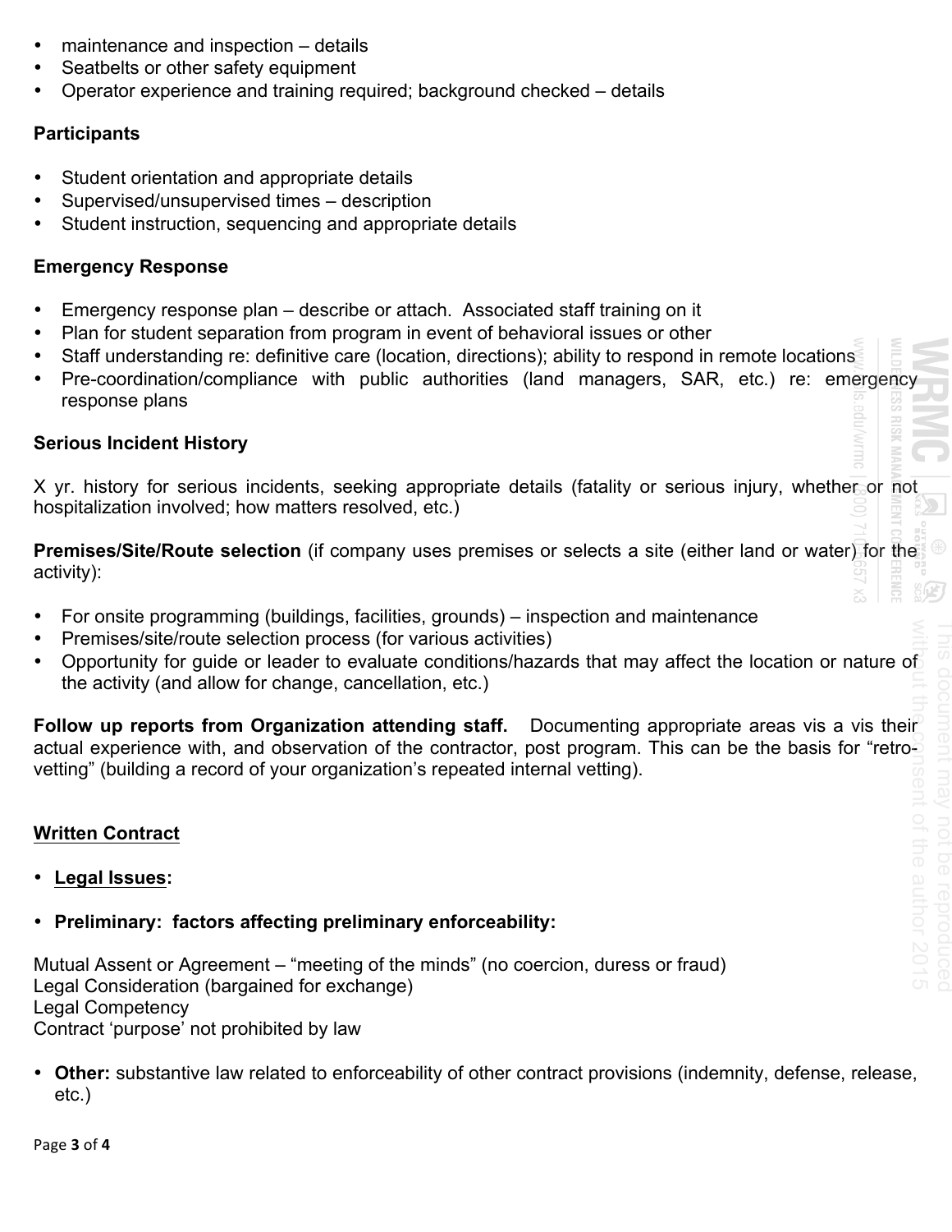- maintenance and inspection – details
- Seatbelts or other safety equipment
- Operator experience and training required; background checked – details

**Participants**

- Student orientation and appropriate details
- Supervised/unsupervised times – description
- Student instruction, sequencing and appropriate details

**Emergency Response**

- Emergency response plan – describe or attach. Associated staff training on it
- Plan for student separation from program in event of behavioral issues or other
- Staff understanding re: definitive care (location, directions); ability to respond in remote locations
- Pre-coordination/compliance with public authorities (land managers, SAR, etc.) re: emergency response plans

**Serious Incident History**

X yr. history for serious incidents, seeking appropriate details (fatality or serious injury, whether or not hospitalization involved; how matters resolved, etc.)

**Premises/Site/Route selection** (if company uses premises or selects a site (either land or water) for the activity):

- For onsite programming (buildings, facilities, grounds) – inspection and maintenance
- Premises/site/route selection process (for various activities)
- Opportunity for guide or leader to evaluate conditions/hazards that may affect the location or nature of the activity (and allow for change, cancellation, etc.)

**Follow up reports from Organization attending staff.** Documenting appropriate areas vis a vis their actual experience with, and observation of the contractor, post program. This can be the basis for "retro-vetting" (building a record of your organization's repeated internal vetting).

**Written Contract**

- **Legal Issues:**

- **Preliminary: factors affecting preliminary enforceability:**

Mutual Assent or Agreement – "meeting of the minds" (no coercion, duress or fraud)
Legal Consideration (bargained for exchange)
Legal Competency
Contract 'purpose' not prohibited by law

- **Other:** substantive law related to enforceability of other contract provisions (indemnity, defense, release, etc.)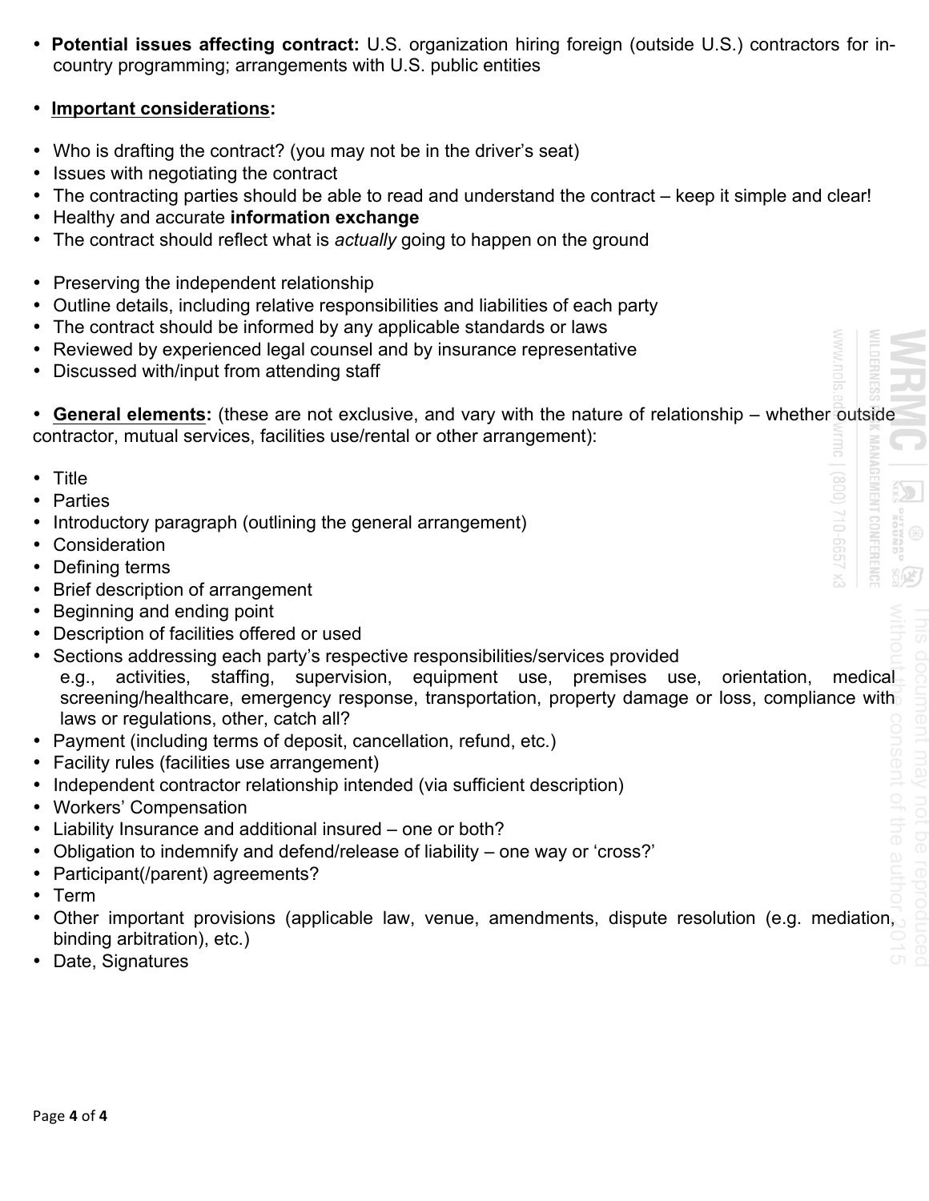- **Potential issues affecting contract:** U.S. organization hiring foreign (outside U.S.) contractors for in-country programming; arrangements with U.S. public entities

- **Important considerations:**

- Who is drafting the contract? (you may not be in the driver's seat)
- Issues with negotiating the contract
- The contracting parties should be able to read and understand the contract – keep it simple and clear!
- Healthy and accurate **information exchange**
- The contract should reflect what is *actually* going to happen on the ground

- Preserving the independent relationship
- Outline details, including relative responsibilities and liabilities of each party
- The contract should be informed by any applicable standards or laws
- Reviewed by experienced legal counsel and by insurance representative
- Discussed with/input from attending staff

- **General elements:** (these are not exclusive, and vary with the nature of relationship – whether outside contractor, mutual services, facilities use/rental or other arrangement):

- Title
- Parties
- Introductory paragraph (outlining the general arrangement)
- Consideration
- Defining terms
- Brief description of arrangement
- Beginning and ending point
- Description of facilities offered or used
- Sections addressing each party's respective responsibilities/services provided
  e.g., activities, staffing, supervision, equipment use, premises use, orientation, medical screening/healthcare, emergency response, transportation, property damage or loss, compliance with laws or regulations, other, catch all?
- Payment (including terms of deposit, cancellation, refund, etc.)
- Facility rules (facilities use arrangement)
- Independent contractor relationship intended (via sufficient description)
- Workers' Compensation
- Liability Insurance and additional insured – one or both?
- Obligation to indemnify and defend/release of liability – one way or 'cross?'
- Participant(/parent) agreements?
- Term
- Other important provisions (applicable law, venue, amendments, dispute resolution (e.g. mediation, binding arbitration), etc.)
- Date, Signatures